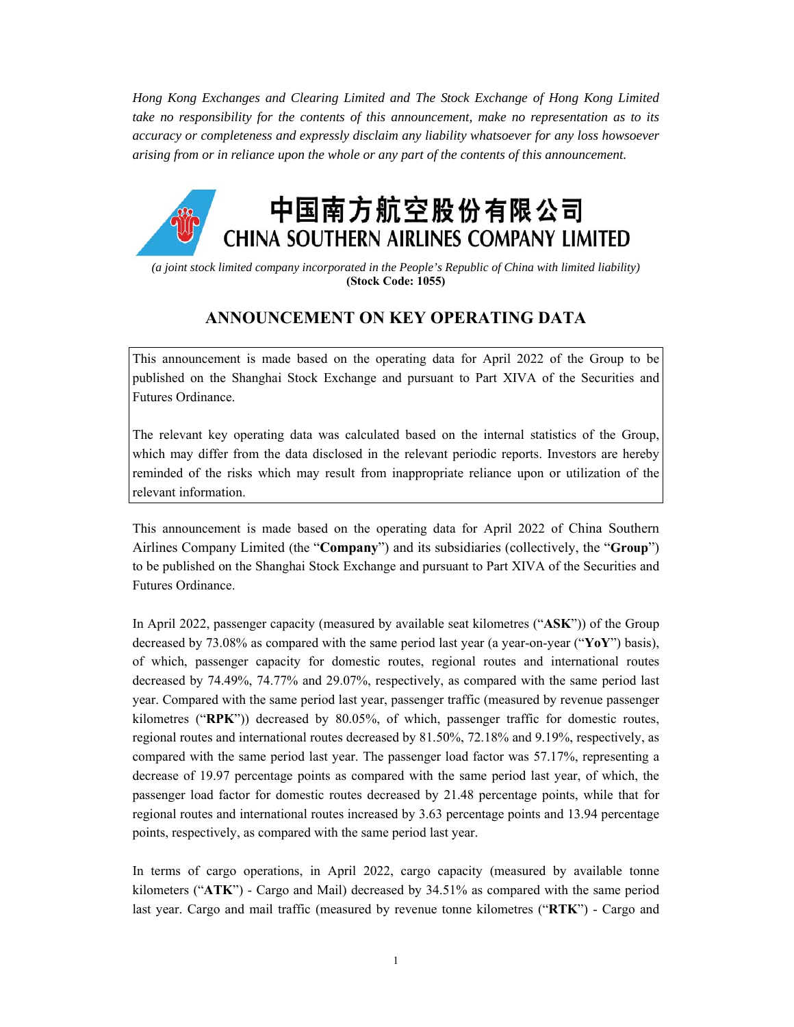*Hong Kong Exchanges and Clearing Limited and The Stock Exchange of Hong Kong Limited take no responsibility for the contents of this announcement, make no representation as to its accuracy or completeness and expressly disclaim any liability whatsoever for any loss howsoever arising from or in reliance upon the whole or any part of the contents of this announcement.*

# 中国南方航空股份有限公司
# CHINA SOUTHERN AIRLINES COMPANY LIMITED

*(a joint stock limited company incorporated in the People's Republic of China with limited liability)*
**(Stock Code: 1055)**

## ANNOUNCEMENT ON KEY OPERATING DATA

This announcement is made based on the operating data for April 2022 of the Group to be published on the Shanghai Stock Exchange and pursuant to Part XIVA of the Securities and Futures Ordinance.

The relevant key operating data was calculated based on the internal statistics of the Group, which may differ from the data disclosed in the relevant periodic reports. Investors are hereby reminded of the risks which may result from inappropriate reliance upon or utilization of the relevant information.

This announcement is made based on the operating data for April 2022 of China Southern Airlines Company Limited (the "**Company**") and its subsidiaries (collectively, the "**Group**") to be published on the Shanghai Stock Exchange and pursuant to Part XIVA of the Securities and Futures Ordinance.

In April 2022, passenger capacity (measured by available seat kilometres ("**ASK**")) of the Group decreased by 73.08% as compared with the same period last year (a year-on-year ("**YoY**") basis), of which, passenger capacity for domestic routes, regional routes and international routes decreased by 74.49%, 74.77% and 29.07%, respectively, as compared with the same period last year. Compared with the same period last year, passenger traffic (measured by revenue passenger kilometres ("**RPK**")) decreased by 80.05%, of which, passenger traffic for domestic routes, regional routes and international routes decreased by 81.50%, 72.18% and 9.19%, respectively, as compared with the same period last year. The passenger load factor was 57.17%, representing a decrease of 19.97 percentage points as compared with the same period last year, of which, the passenger load factor for domestic routes decreased by 21.48 percentage points, while that for regional routes and international routes increased by 3.63 percentage points and 13.94 percentage points, respectively, as compared with the same period last year.

In terms of cargo operations, in April 2022, cargo capacity (measured by available tonne kilometers ("**ATK**") - Cargo and Mail) decreased by 34.51% as compared with the same period last year. Cargo and mail traffic (measured by revenue tonne kilometres ("**RTK**") - Cargo and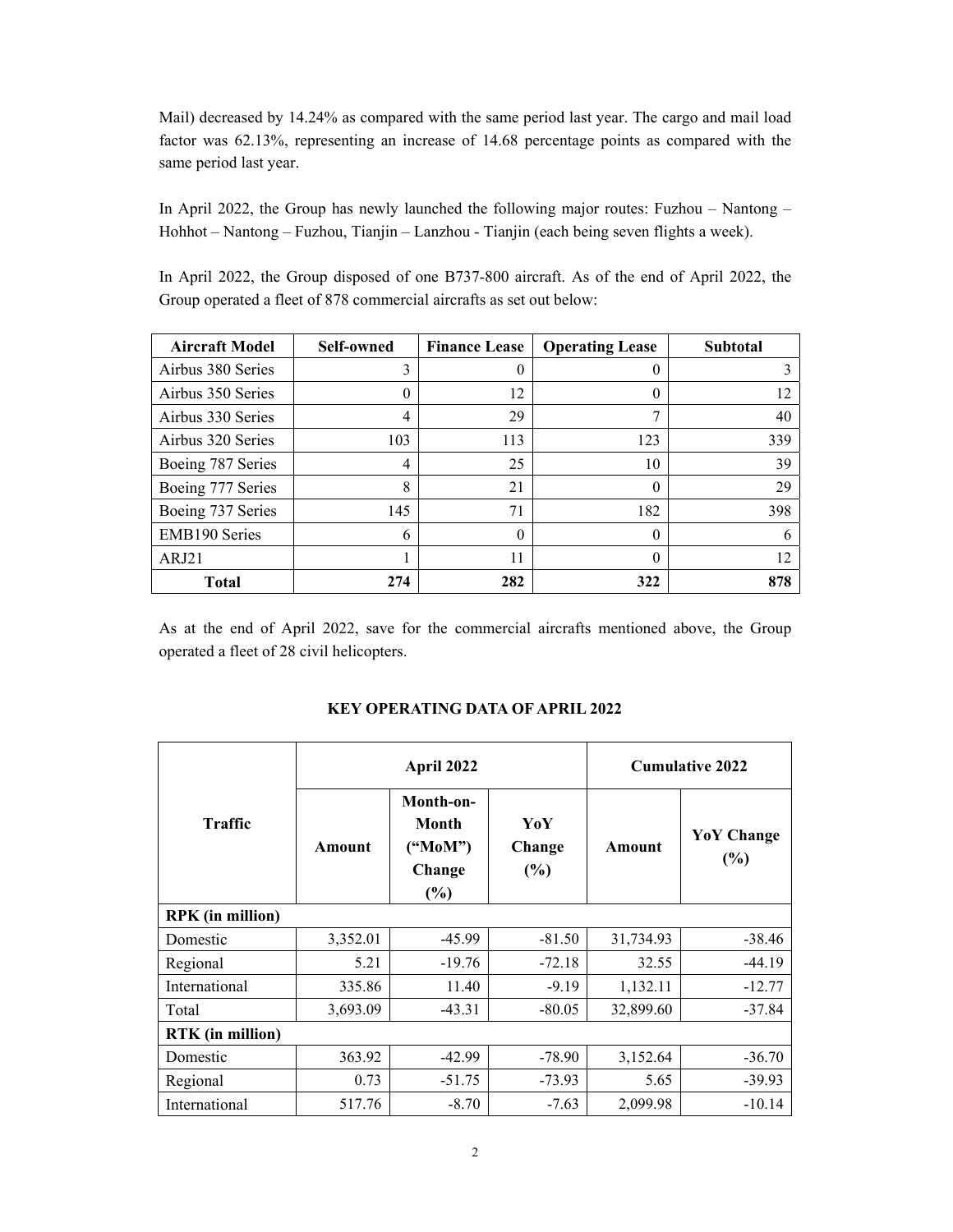Mail) decreased by 14.24% as compared with the same period last year. The cargo and mail load factor was 62.13%, representing an increase of 14.68 percentage points as compared with the same period last year.

In April 2022, the Group has newly launched the following major routes: Fuzhou – Nantong – Hohhot – Nantong – Fuzhou, Tianjin – Lanzhou - Tianjin (each being seven flights a week).

In April 2022, the Group disposed of one B737-800 aircraft. As of the end of April 2022, the Group operated a fleet of 878 commercial aircrafts as set out below:

| Aircraft Model | Self-owned | Finance Lease | Operating Lease | Subtotal |
|---|---|---|---|---|
| Airbus 380 Series | 3 | 0 | 0 | 3 |
| Airbus 350 Series | 0 | 12 | 0 | 12 |
| Airbus 330 Series | 4 | 29 | 7 | 40 |
| Airbus 320 Series | 103 | 113 | 123 | 339 |
| Boeing 787 Series | 4 | 25 | 10 | 39 |
| Boeing 777 Series | 8 | 21 | 0 | 29 |
| Boeing 737 Series | 145 | 71 | 182 | 398 |
| EMB190 Series | 6 | 0 | 0 | 6 |
| ARJ21 | 1 | 11 | 0 | 12 |
| **Total** | **274** | **282** | **322** | **878** |

As at the end of April 2022, save for the commercial aircrafts mentioned above, the Group operated a fleet of 28 civil helicopters.

## KEY OPERATING DATA OF APRIL 2022

| Traffic | April 2022 | | | Cumulative 2022 | |
|---|---|---|---|---|---|
| | Amount | Month-on-Month ("MoM") Change (%) | YoY Change (%) | Amount | YoY Change (%) |
| **RPK (in million)** | | | | | |
| Domestic | 3,352.01 | -45.99 | -81.50 | 31,734.93 | -38.46 |
| Regional | 5.21 | -19.76 | -72.18 | 32.55 | -44.19 |
| International | 335.86 | 11.40 | -9.19 | 1,132.11 | -12.77 |
| Total | 3,693.09 | -43.31 | -80.05 | 32,899.60 | -37.84 |
| **RTK (in million)** | | | | | |
| Domestic | 363.92 | -42.99 | -78.90 | 3,152.64 | -36.70 |
| Regional | 0.73 | -51.75 | -73.93 | 5.65 | -39.93 |
| International | 517.76 | -8.70 | -7.63 | 2,099.98 | -10.14 |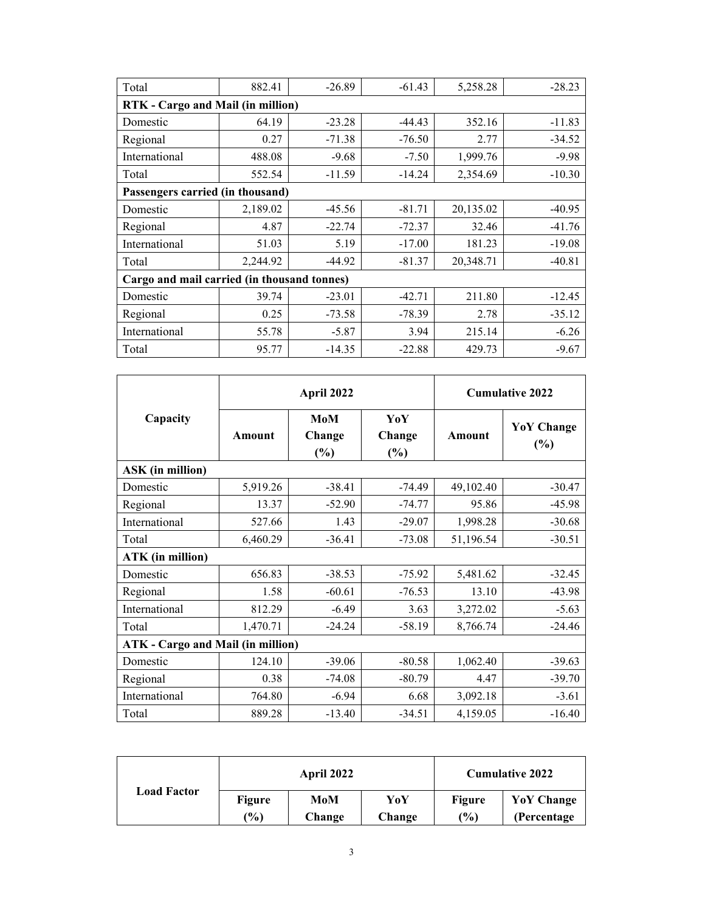| | | | | | |
|---|---|---|---|---|---|
| Total | 882.41 | -26.89 | -61.43 | 5,258.28 | -28.23 |
| **RTK - Cargo and Mail (in million)** | | | | | |
| Domestic | 64.19 | -23.28 | -44.43 | 352.16 | -11.83 |
| Regional | 0.27 | -71.38 | -76.50 | 2.77 | -34.52 |
| International | 488.08 | -9.68 | -7.50 | 1,999.76 | -9.98 |
| Total | 552.54 | -11.59 | -14.24 | 2,354.69 | -10.30 |
| **Passengers carried (in thousand)** | | | | | |
| Domestic | 2,189.02 | -45.56 | -81.71 | 20,135.02 | -40.95 |
| Regional | 4.87 | -22.74 | -72.37 | 32.46 | -41.76 |
| International | 51.03 | 5.19 | -17.00 | 181.23 | -19.08 |
| Total | 2,244.92 | -44.92 | -81.37 | 20,348.71 | -40.81 |
| **Cargo and mail carried (in thousand tonnes)** | | | | | |
| Domestic | 39.74 | -23.01 | -42.71 | 211.80 | -12.45 |
| Regional | 0.25 | -73.58 | -78.39 | 2.78 | -35.12 |
| International | 55.78 | -5.87 | 3.94 | 215.14 | -6.26 |
| Total | 95.77 | -14.35 | -22.88 | 429.73 | -9.67 |

| Capacity | April 2022 | | | Cumulative 2022 | |
|---|---|---|---|---|---|
| | Amount | MoM Change (%) | YoY Change (%) | Amount | YoY Change (%) |
| **ASK (in million)** | | | | | |
| Domestic | 5,919.26 | -38.41 | -74.49 | 49,102.40 | -30.47 |
| Regional | 13.37 | -52.90 | -74.77 | 95.86 | -45.98 |
| International | 527.66 | 1.43 | -29.07 | 1,998.28 | -30.68 |
| Total | 6,460.29 | -36.41 | -73.08 | 51,196.54 | -30.51 |
| **ATK (in million)** | | | | | |
| Domestic | 656.83 | -38.53 | -75.92 | 5,481.62 | -32.45 |
| Regional | 1.58 | -60.61 | -76.53 | 13.10 | -43.98 |
| International | 812.29 | -6.49 | 3.63 | 3,272.02 | -5.63 |
| Total | 1,470.71 | -24.24 | -58.19 | 8,766.74 | -24.46 |
| **ATK - Cargo and Mail (in million)** | | | | | |
| Domestic | 124.10 | -39.06 | -80.58 | 1,062.40 | -39.63 |
| Regional | 0.38 | -74.08 | -80.79 | 4.47 | -39.70 |
| International | 764.80 | -6.94 | 6.68 | 3,092.18 | -3.61 |
| Total | 889.28 | -13.40 | -34.51 | 4,159.05 | -16.40 |

| Load Factor | April 2022 | | | Cumulative 2022 | |
|---|---|---|---|---|---|
| | Figure (%) | MoM Change | YoY Change | Figure (%) | YoY Change (Percentage |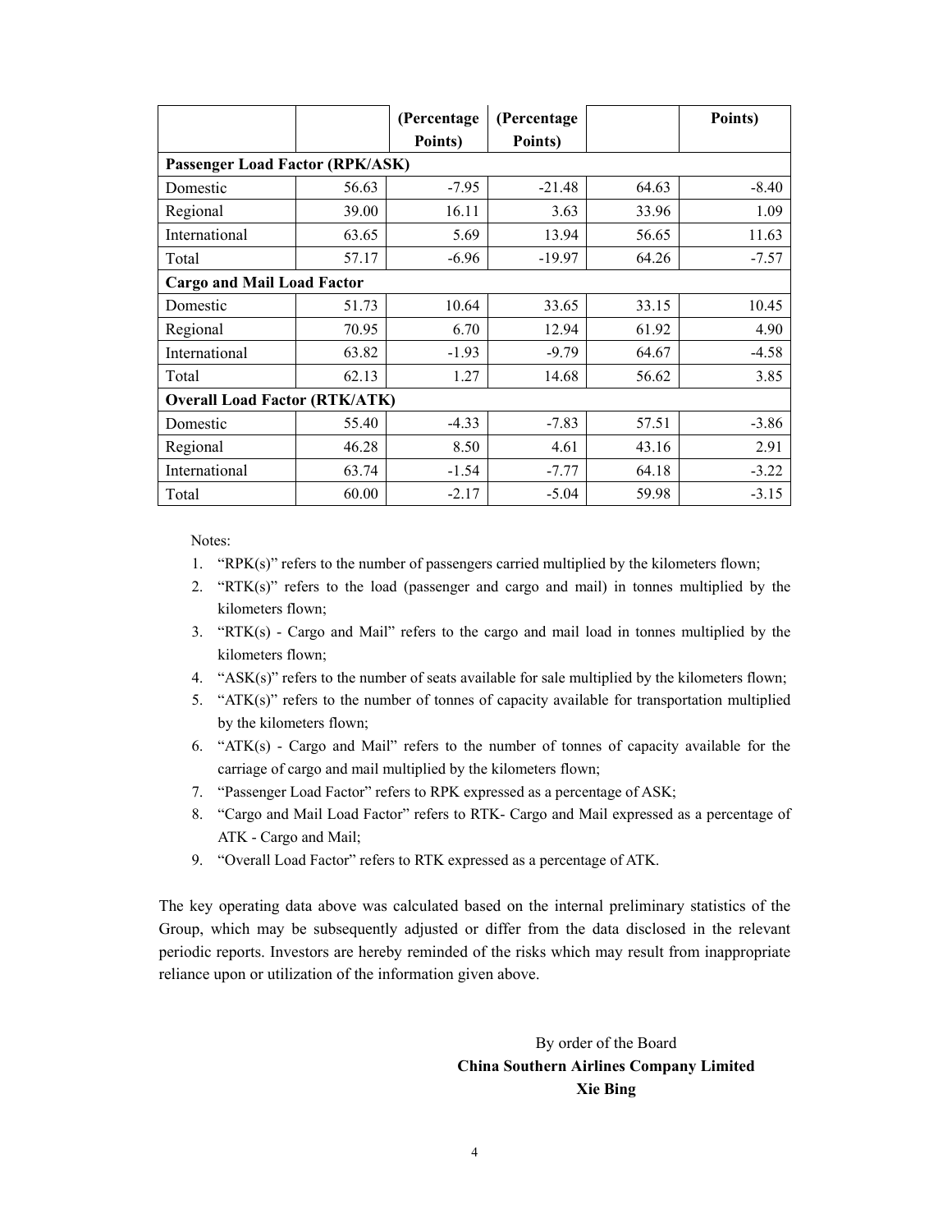| | | (Percentage Points) | (Percentage Points) | | Points) |
|---|---|---|---|---|---|
| **Passenger Load Factor (RPK/ASK)** | | | | | |
| Domestic | 56.63 | -7.95 | -21.48 | 64.63 | -8.40 |
| Regional | 39.00 | 16.11 | 3.63 | 33.96 | 1.09 |
| International | 63.65 | 5.69 | 13.94 | 56.65 | 11.63 |
| Total | 57.17 | -6.96 | -19.97 | 64.26 | -7.57 |
| **Cargo and Mail Load Factor** | | | | | |
| Domestic | 51.73 | 10.64 | 33.65 | 33.15 | 10.45 |
| Regional | 70.95 | 6.70 | 12.94 | 61.92 | 4.90 |
| International | 63.82 | -1.93 | -9.79 | 64.67 | -4.58 |
| Total | 62.13 | 1.27 | 14.68 | 56.62 | 3.85 |
| **Overall Load Factor (RTK/ATK)** | | | | | |
| Domestic | 55.40 | -4.33 | -7.83 | 57.51 | -3.86 |
| Regional | 46.28 | 8.50 | 4.61 | 43.16 | 2.91 |
| International | 63.74 | -1.54 | -7.77 | 64.18 | -3.22 |
| Total | 60.00 | -2.17 | -5.04 | 59.98 | -3.15 |

Notes:

1. "RPK(s)" refers to the number of passengers carried multiplied by the kilometers flown;
2. "RTK(s)" refers to the load (passenger and cargo and mail) in tonnes multiplied by the kilometers flown;
3. "RTK(s) - Cargo and Mail" refers to the cargo and mail load in tonnes multiplied by the kilometers flown;
4. "ASK(s)" refers to the number of seats available for sale multiplied by the kilometers flown;
5. "ATK(s)" refers to the number of tonnes of capacity available for transportation multiplied by the kilometers flown;
6. "ATK(s) - Cargo and Mail" refers to the number of tonnes of capacity available for the carriage of cargo and mail multiplied by the kilometers flown;
7. "Passenger Load Factor" refers to RPK expressed as a percentage of ASK;
8. "Cargo and Mail Load Factor" refers to RTK- Cargo and Mail expressed as a percentage of ATK - Cargo and Mail;
9. "Overall Load Factor" refers to RTK expressed as a percentage of ATK.

The key operating data above was calculated based on the internal preliminary statistics of the Group, which may be subsequently adjusted or differ from the data disclosed in the relevant periodic reports. Investors are hereby reminded of the risks which may result from inappropriate reliance upon or utilization of the information given above.

By order of the Board
**China Southern Airlines Company Limited**
**Xie Bing**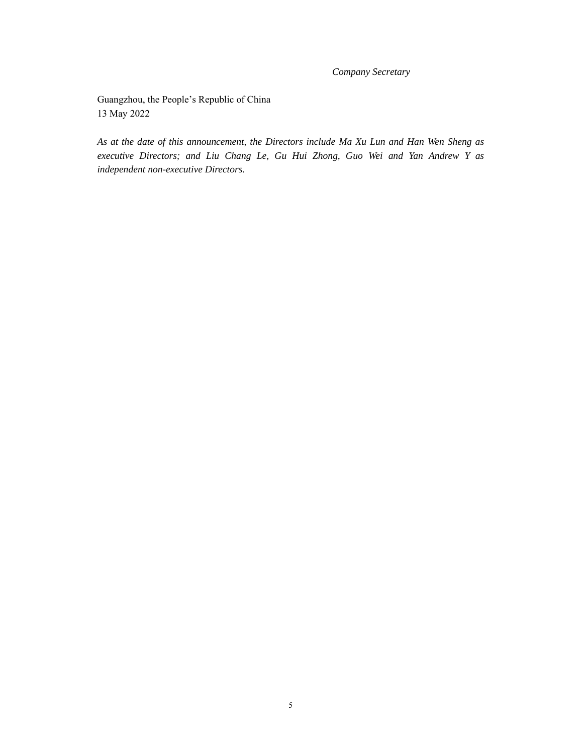*Company Secretary*

Guangzhou, the People's Republic of China
13 May 2022

*As at the date of this announcement, the Directors include Ma Xu Lun and Han Wen Sheng as executive Directors; and Liu Chang Le, Gu Hui Zhong, Guo Wei and Yan Andrew Y as independent non-executive Directors.*